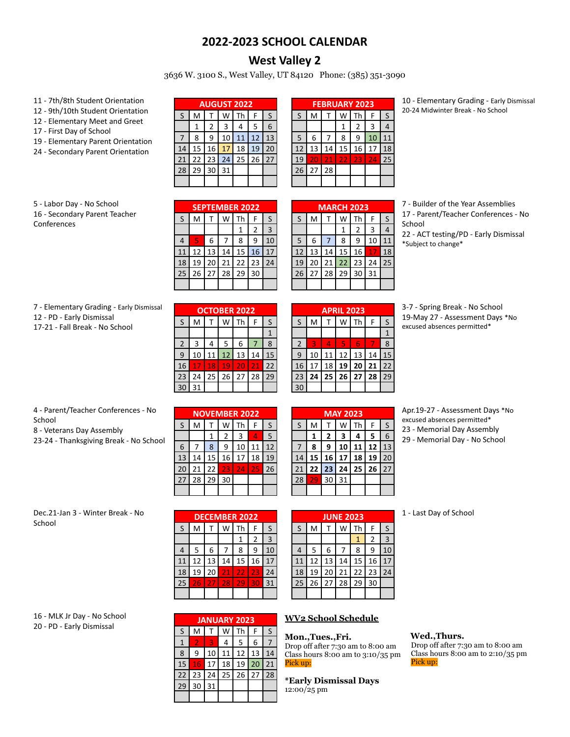# 2022-2023 SCHOOL CALENDAR

## West Valley 2

3636 W. 3100 S., West Valley, UT 84120 Phone: (385) 351-3090

11 - 7th/8th Student Orientation
12 - 9th/10th Student Orientation
12 - Elementary Meet and Greet
17 - First Day of School
19 - Elementary Parent Orientation
24 - Secondary Parent Orientation

**AUGUST 2022**

| S | M | T | W | Th | F | S |
|---|---|---|---|---|---|---|
| | 1 | 2 | 3 | 4 | 5 | 6 |
| 7 | 8 | 9 | 10 | 11 | 12 | 13 |
| 14 | 15 | 16 | 17 | 18 | 19 | 20 |
| 21 | 22 | 23 | 24 | 25 | 26 | 27 |
| 28 | 29 | 30 | 31 | | | |

**FEBRUARY 2023**

| S | M | T | W | Th | F | S |
|---|---|---|---|---|---|---|
| | | | 1 | 2 | 3 | 4 |
| 5 | 6 | 7 | 8 | 9 | 10 | 11 |
| 12 | 13 | 14 | 15 | 16 | 17 | 18 |
| 19 | 20 | 21 | 22 | 23 | 24 | 25 |
| 26 | 27 | 28 | | | | |

10 - Elementary Grading - Early Dismissal
20-24 Midwinter Break - No School

5 - Labor Day - No School
16 - Secondary Parent Teacher Conferences

**SEPTEMBER 2022**

| S | M | T | W | Th | F | S |
|---|---|---|---|---|---|---|
| | | | | 1 | 2 | 3 |
| 4 | 5 | 6 | 7 | 8 | 9 | 10 |
| 11 | 12 | 13 | 14 | 15 | 16 | 17 |
| 18 | 19 | 20 | 21 | 22 | 23 | 24 |
| 25 | 26 | 27 | 28 | 29 | 30 | |

**MARCH 2023**

| S | M | T | W | Th | F | S |
|---|---|---|---|---|---|---|
| | | | 1 | 2 | 3 | 4 |
| 5 | 6 | 7 | 8 | 9 | 10 | 11 |
| 12 | 13 | 14 | 15 | 16 | 17 | 18 |
| 19 | 20 | 21 | 22 | 23 | 24 | 25 |
| 26 | 27 | 28 | 29 | 30 | 31 | |

7 - Builder of the Year Assemblies
17 - Parent/Teacher Conferences - No School
22 - ACT testing/PD - Early Dismissal
*Subject to change*

7 - Elementary Grading - Early Dismissal
12 - PD - Early Dismissal
17-21 - Fall Break - No School

**OCTOBER 2022**

| S | M | T | W | Th | F | S |
|---|---|---|---|---|---|---|
| | | | | | | 1 |
| 2 | 3 | 4 | 5 | 6 | 7 | 8 |
| 9 | 10 | 11 | 12 | 13 | 14 | 15 |
| 16 | 17 | 18 | 19 | 20 | 21 | 22 |
| 23 | 24 | 25 | 26 | 27 | 28 | 29 |
| 30 | 31 | | | | | |

**APRIL 2023**

| S | M | T | W | Th | F | S |
|---|---|---|---|---|---|---|
| | | | | | | 1 |
| 2 | 3 | 4 | 5 | 6 | 7 | 8 |
| 9 | 10 | 11 | 12 | 13 | 14 | 15 |
| 16 | 17 | 18 | **19** | **20** | **21** | 22 |
| 23 | **24** | **25** | **26** | **27** | **28** | 29 |
| 30 | | | | | | |

3-7 - Spring Break - No School
19-May 27 - Assessment Days *No excused absences permitted*

4 - Parent/Teacher Conferences - No School
8 - Veterans Day Assembly
23-24 - Thanksgiving Break - No School

**NOVEMBER 2022**

| S | M | T | W | Th | F | S |
|---|---|---|---|---|---|---|
| | | 1 | 2 | 3 | 4 | 5 |
| 6 | 7 | 8 | 9 | 10 | 11 | 12 |
| 13 | 14 | 15 | 16 | 17 | 18 | 19 |
| 20 | 21 | 22 | 23 | 24 | 25 | 26 |
| 27 | 28 | 29 | 30 | | | |

**MAY 2023**

| S | M | T | W | Th | F | S |
|---|---|---|---|---|---|---|
| | **1** | **2** | **3** | **4** | **5** | 6 |
| 7 | **8** | **9** | **10** | **11** | **12** | 13 |
| 14 | **15** | **16** | **17** | **18** | **19** | 20 |
| 21 | **22** | **23** | **24** | **25** | **26** | 27 |
| 28 | 29 | 30 | 31 | | | |

Apr.19-27 - Assessment Days *No excused absences permitted*
23 - Memorial Day Assembly
29 - Memorial Day - No School

Dec.21-Jan 3 - Winter Break - No School

**DECEMBER 2022**

| S | M | T | W | Th | F | S |
|---|---|---|---|---|---|---|
| | | | | 1 | 2 | 3 |
| 4 | 5 | 6 | 7 | 8 | 9 | 10 |
| 11 | 12 | 13 | 14 | 15 | 16 | 17 |
| 18 | 19 | 20 | 21 | 22 | 23 | 24 |
| 25 | 26 | 27 | 28 | 29 | 30 | 31 |

**JUNE 2023**

| S | M | T | W | Th | F | S |
|---|---|---|---|---|---|---|
| | | | | 1 | 2 | 3 |
| 4 | 5 | 6 | 7 | 8 | 9 | 10 |
| 11 | 12 | 13 | 14 | 15 | 16 | 17 |
| 18 | 19 | 20 | 21 | 22 | 23 | 24 |
| 25 | 26 | 27 | 28 | 29 | 30 | |

1 - Last Day of School

16 - MLK Jr Day - No School
20 - PD - Early Dismissal

**JANUARY 2023**

| S | M | T | W | Th | F | S |
|---|---|---|---|---|---|---|
| 1 | 2 | 3 | 4 | 5 | 6 | 7 |
| 8 | 9 | 10 | 11 | 12 | 13 | 14 |
| 15 | 16 | 17 | 18 | 19 | 20 | 21 |
| 22 | 23 | 24 | 25 | 26 | 27 | 28 |
| 29 | 30 | 31 | | | | |

**WV2 School Schedule**

**Mon.,Tues.,Fri.**
Drop off after 7:30 am to 8:00 am
Class hours 8:00 am to 3:10/35 pm
Pick up:

**Wed.,Thurs.**
Drop off after 7:30 am to 8:00 am
Class hours 8:00 am to 2:10/35 pm
Pick up:

***Early Dismissal Days**
12:00/25 pm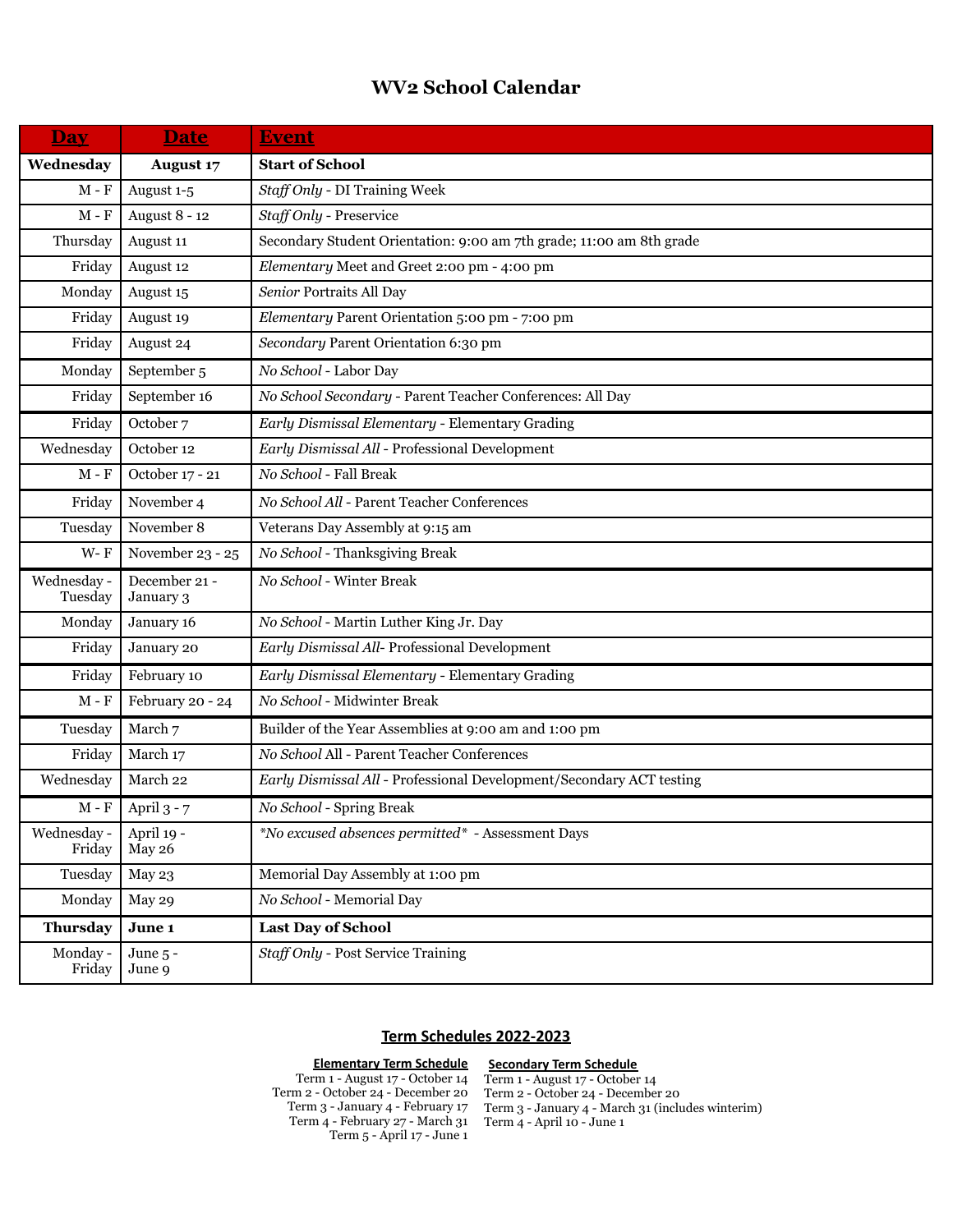# WV2 School Calendar

| Day | Date | Event |
|---|---|---|
| **Wednesday** | **August 17** | **Start of School** |
| M - F | August 1-5 | *Staff Only* - DI Training Week |
| M - F | August 8 - 12 | *Staff Only* - Preservice |
| Thursday | August 11 | Secondary Student Orientation: 9:00 am 7th grade; 11:00 am 8th grade |
| Friday | August 12 | *Elementary* Meet and Greet 2:00 pm - 4:00 pm |
| Monday | August 15 | *Senior* Portraits All Day |
| Friday | August 19 | *Elementary* Parent Orientation 5:00 pm - 7:00 pm |
| Friday | August 24 | *Secondary* Parent Orientation 6:30 pm |
| Monday | September 5 | *No School* - Labor Day |
| Friday | September 16 | *No School Secondary* - Parent Teacher Conferences: All Day |
| Friday | October 7 | *Early Dismissal Elementary* - Elementary Grading |
| Wednesday | October 12 | *Early Dismissal All* - Professional Development |
| M - F | October 17 - 21 | *No School* - Fall Break |
| Friday | November 4 | *No School All* - Parent Teacher Conferences |
| Tuesday | November 8 | Veterans Day Assembly at 9:15 am |
| W- F | November 23 - 25 | *No School* - Thanksgiving Break |
| Wednesday - Tuesday | December 21 - January 3 | *No School* - Winter Break |
| Monday | January 16 | *No School* - Martin Luther King Jr. Day |
| Friday | January 20 | *Early Dismissal All*- Professional Development |
| Friday | February 10 | *Early Dismissal Elementary* - Elementary Grading |
| M - F | February 20 - 24 | *No School* - Midwinter Break |
| Tuesday | March 7 | Builder of the Year Assemblies at 9:00 am and 1:00 pm |
| Friday | March 17 | *No School* All - Parent Teacher Conferences |
| Wednesday | March 22 | *Early Dismissal All* - Professional Development/Secondary ACT testing |
| M - F | April 3 - 7 | *No School* - Spring Break |
| Wednesday - Friday | April 19 - May 26 | *\*No excused absences permitted\** - Assessment Days |
| Tuesday | May 23 | Memorial Day Assembly at 1:00 pm |
| Monday | May 29 | *No School* - Memorial Day |
| **Thursday** | **June 1** | **Last Day of School** |
| Monday - Friday | June 5 - June 9 | *Staff Only* - Post Service Training |

## Term Schedules 2022-2023

**Elementary Term Schedule**

Term 1 - August 17 - October 14
Term 2 - October 24 - December 20
Term 3 - January 4 - February 17
Term 4 - February 27 - March 31
Term 5 - April 17 - June 1

**Secondary Term Schedule**

Term 1 - August 17 - October 14
Term 2 - October 24 - December 20
Term 3 - January 4 - March 31 (includes winterim)
Term 4 - April 10 - June 1